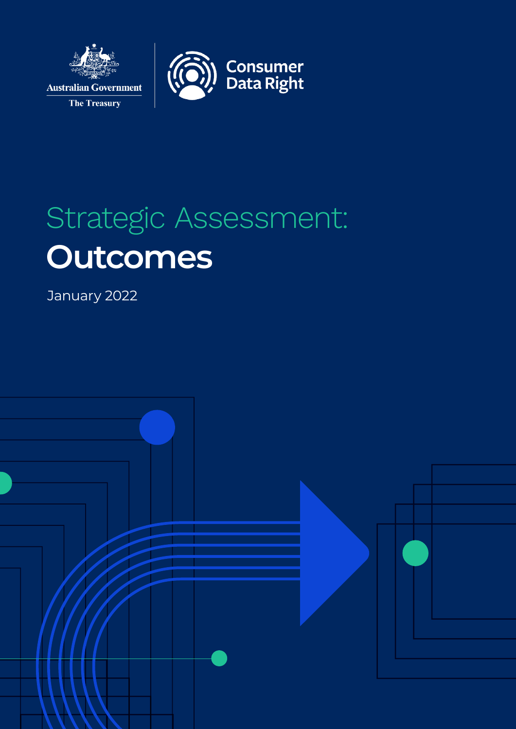Australian Government

The Treasury

Consumer Data Right

# Strategic Assessment: Outcomes

January 2022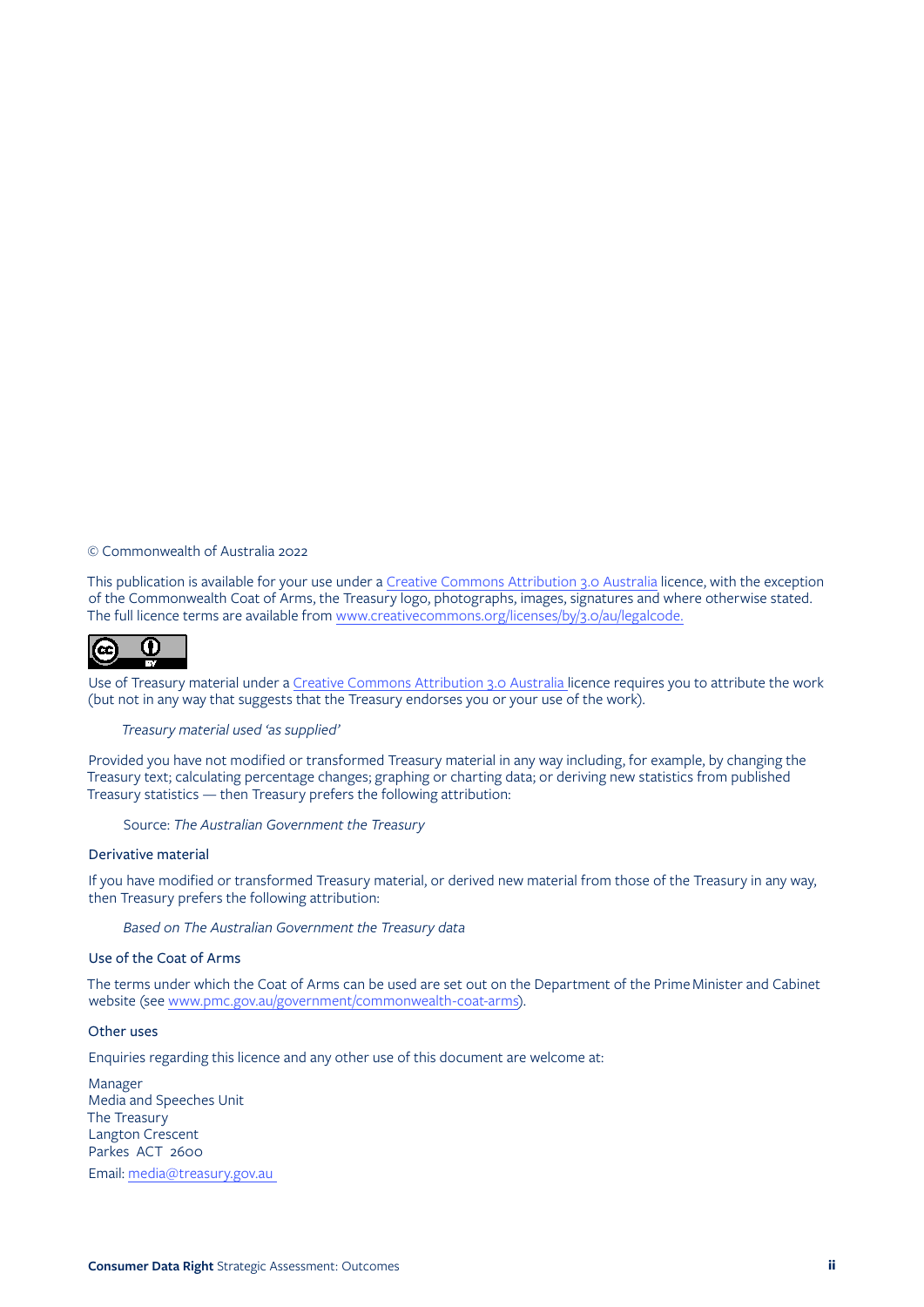© Commonwealth of Australia 2022

This publication is available for your use under a Creative Commons Attribution 3.0 Australia licence, with the exception of the Commonwealth Coat of Arms, the Treasury logo, photographs, images, signatures and where otherwise stated. The full licence terms are available from www.creativecommons.org/licenses/by/3.0/au/legalcode.

Use of Treasury material under a Creative Commons Attribution 3.0 Australia licence requires you to attribute the work (but not in any way that suggests that the Treasury endorses you or your use of the work).

*Treasury material used 'as supplied'*

Provided you have not modified or transformed Treasury material in any way including, for example, by changing the Treasury text; calculating percentage changes; graphing or charting data; or deriving new statistics from published Treasury statistics — then Treasury prefers the following attribution:

Source: *The Australian Government the Treasury*

### Derivative material

If you have modified or transformed Treasury material, or derived new material from those of the Treasury in any way, then Treasury prefers the following attribution:

*Based on The Australian Government the Treasury data*

### Use of the Coat of Arms

The terms under which the Coat of Arms can be used are set out on the Department of the Prime Minister and Cabinet website (see www.pmc.gov.au/government/commonwealth-coat-arms).

### Other uses

Enquiries regarding this licence and any other use of this document are welcome at:

Manager  
Media and Speeches Unit  
The Treasury  
Langton Crescent  
Parkes ACT 2600

Email: media@treasury.gov.au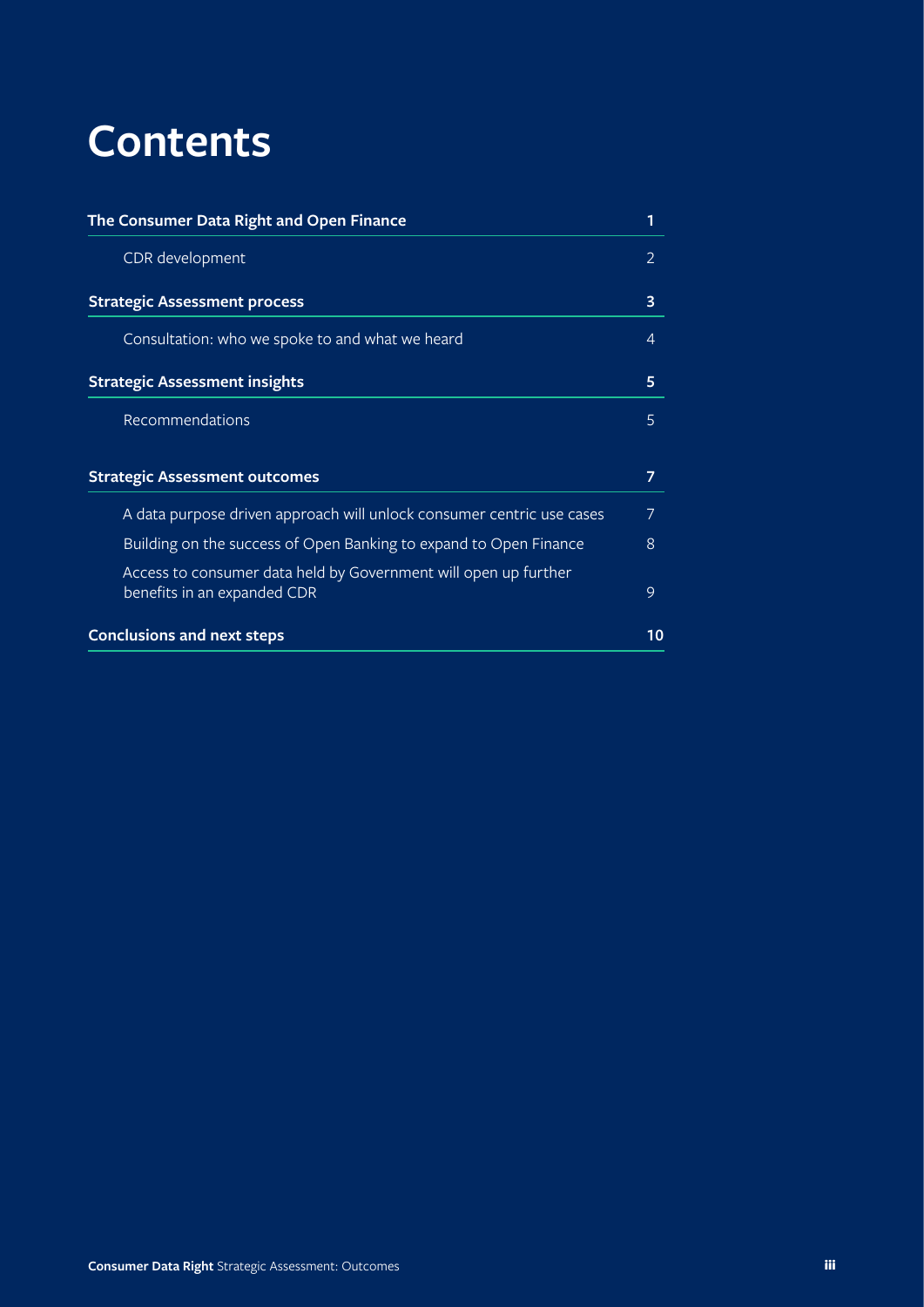# Contents

| | |
|---|---|
| **The Consumer Data Right and Open Finance** | **1** |
| CDR development | 2 |
| **Strategic Assessment process** | **3** |
| Consultation: who we spoke to and what we heard | 4 |
| **Strategic Assessment insights** | **5** |
| Recommendations | 5 |
| **Strategic Assessment outcomes** | **7** |
| A data purpose driven approach will unlock consumer centric use cases | 7 |
| Building on the success of Open Banking to expand to Open Finance | 8 |
| Access to consumer data held by Government will open up further benefits in an expanded CDR | 9 |
| **Conclusions and next steps** | **10** |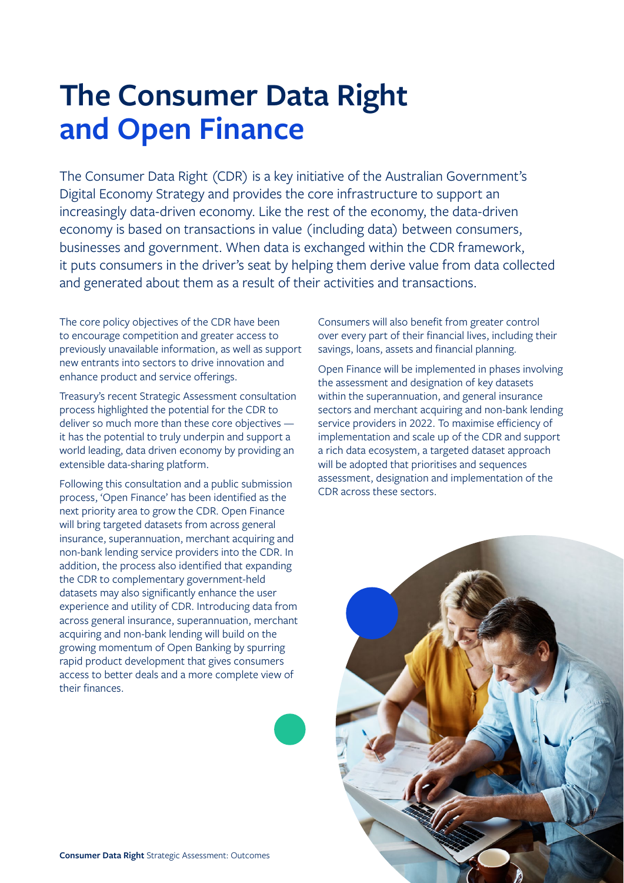# The Consumer Data Right and Open Finance

The Consumer Data Right (CDR) is a key initiative of the Australian Government's Digital Economy Strategy and provides the core infrastructure to support an increasingly data-driven economy. Like the rest of the economy, the data-driven economy is based on transactions in value (including data) between consumers, businesses and government. When data is exchanged within the CDR framework, it puts consumers in the driver's seat by helping them derive value from data collected and generated about them as a result of their activities and transactions.

The core policy objectives of the CDR have been to encourage competition and greater access to previously unavailable information, as well as support new entrants into sectors to drive innovation and enhance product and service offerings.

Treasury's recent Strategic Assessment consultation process highlighted the potential for the CDR to deliver so much more than these core objectives — it has the potential to truly underpin and support a world leading, data driven economy by providing an extensible data-sharing platform.

Following this consultation and a public submission process, 'Open Finance' has been identified as the next priority area to grow the CDR. Open Finance will bring targeted datasets from across general insurance, superannuation, merchant acquiring and non-bank lending service providers into the CDR. In addition, the process also identified that expanding the CDR to complementary government-held datasets may also significantly enhance the user experience and utility of CDR. Introducing data from across general insurance, superannuation, merchant acquiring and non-bank lending will build on the growing momentum of Open Banking by spurring rapid product development that gives consumers access to better deals and a more complete view of their finances.

Consumers will also benefit from greater control over every part of their financial lives, including their savings, loans, assets and financial planning.

Open Finance will be implemented in phases involving the assessment and designation of key datasets within the superannuation, and general insurance sectors and merchant acquiring and non-bank lending service providers in 2022. To maximise efficiency of implementation and scale up of the CDR and support a rich data ecosystem, a targeted dataset approach will be adopted that prioritises and sequences assessment, designation and implementation of the CDR across these sectors.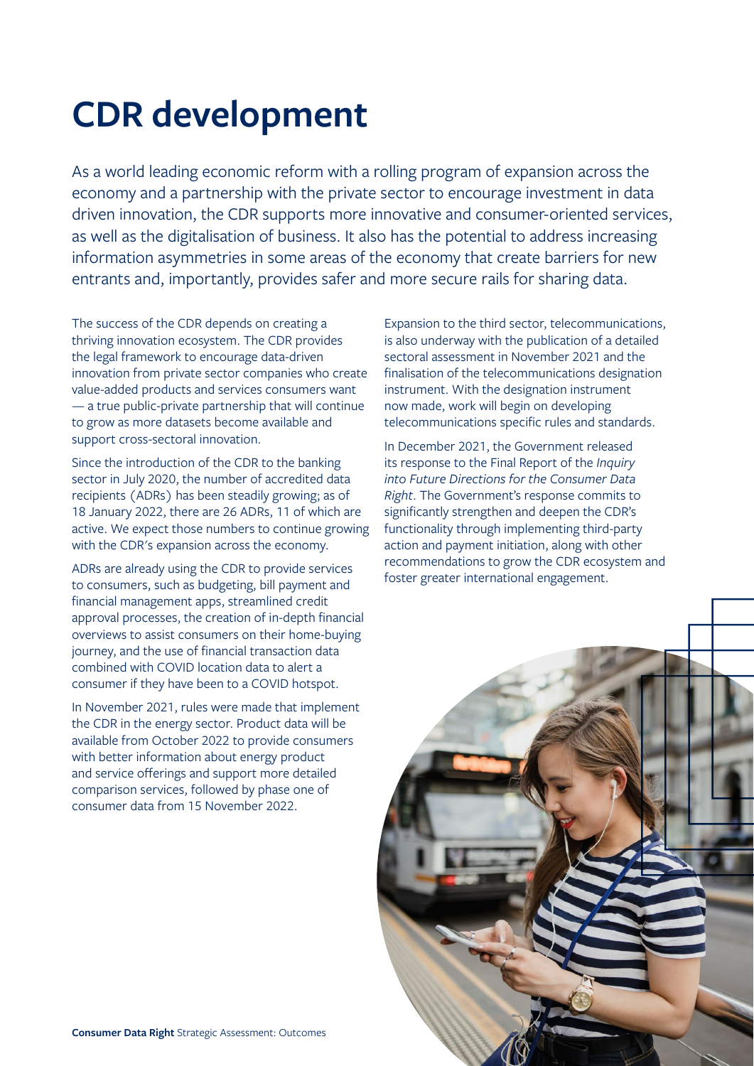# CDR development

As a world leading economic reform with a rolling program of expansion across the economy and a partnership with the private sector to encourage investment in data driven innovation, the CDR supports more innovative and consumer-oriented services, as well as the digitalisation of business. It also has the potential to address increasing information asymmetries in some areas of the economy that create barriers for new entrants and, importantly, provides safer and more secure rails for sharing data.

The success of the CDR depends on creating a thriving innovation ecosystem. The CDR provides the legal framework to encourage data-driven innovation from private sector companies who create value-added products and services consumers want — a true public-private partnership that will continue to grow as more datasets become available and support cross-sectoral innovation.

Since the introduction of the CDR to the banking sector in July 2020, the number of accredited data recipients (ADRs) has been steadily growing; as of 18 January 2022, there are 26 ADRs, 11 of which are active. We expect those numbers to continue growing with the CDR's expansion across the economy.

ADRs are already using the CDR to provide services to consumers, such as budgeting, bill payment and financial management apps, streamlined credit approval processes, the creation of in-depth financial overviews to assist consumers on their home-buying journey, and the use of financial transaction data combined with COVID location data to alert a consumer if they have been to a COVID hotspot.

In November 2021, rules were made that implement the CDR in the energy sector. Product data will be available from October 2022 to provide consumers with better information about energy product and service offerings and support more detailed comparison services, followed by phase one of consumer data from 15 November 2022.

Expansion to the third sector, telecommunications, is also underway with the publication of a detailed sectoral assessment in November 2021 and the finalisation of the telecommunications designation instrument. With the designation instrument now made, work will begin on developing telecommunications specific rules and standards.

In December 2021, the Government released its response to the Final Report of the *Inquiry into Future Directions for the Consumer Data Right*. The Government's response commits to significantly strengthen and deepen the CDR's functionality through implementing third-party action and payment initiation, along with other recommendations to grow the CDR ecosystem and foster greater international engagement.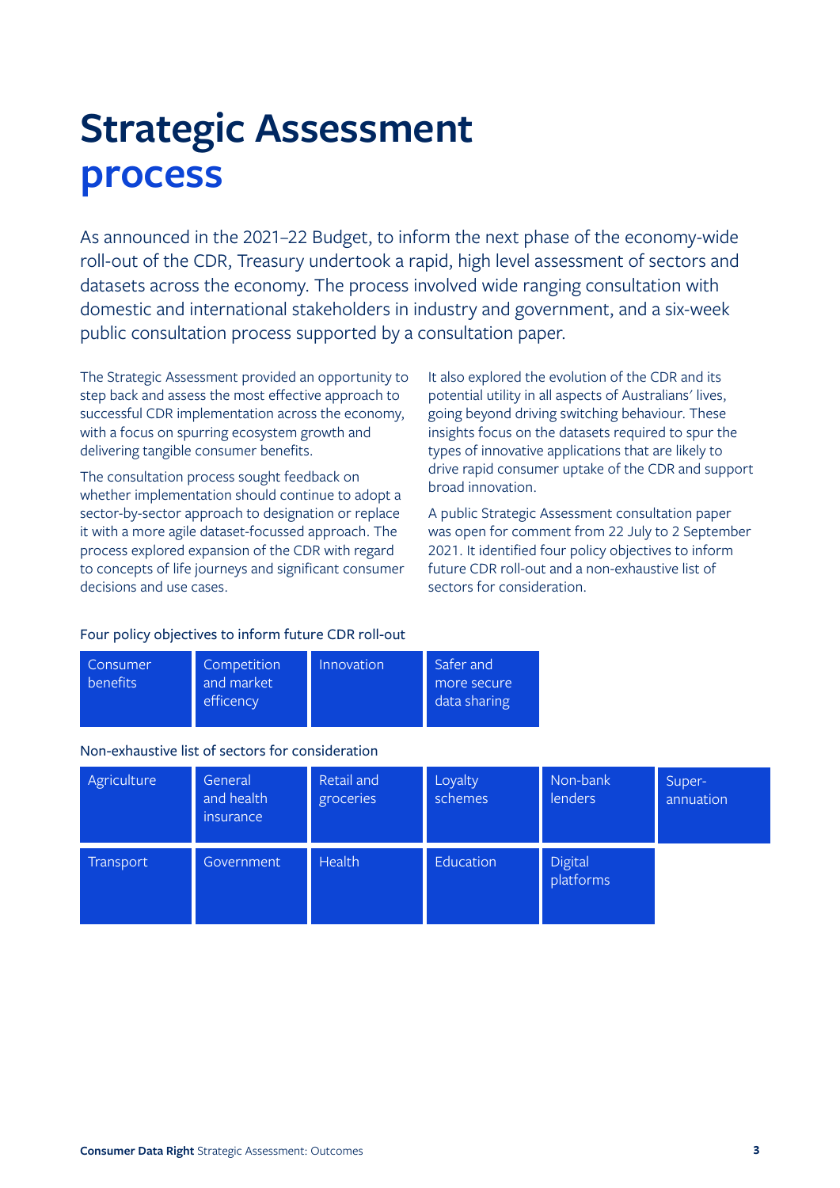# Strategic Assessment process

As announced in the 2021–22 Budget, to inform the next phase of the economy-wide roll-out of the CDR, Treasury undertook a rapid, high level assessment of sectors and datasets across the economy. The process involved wide ranging consultation with domestic and international stakeholders in industry and government, and a six-week public consultation process supported by a consultation paper.

The Strategic Assessment provided an opportunity to step back and assess the most effective approach to successful CDR implementation across the economy, with a focus on spurring ecosystem growth and delivering tangible consumer benefits.

The consultation process sought feedback on whether implementation should continue to adopt a sector-by-sector approach to designation or replace it with a more agile dataset-focussed approach. The process explored expansion of the CDR with regard to concepts of life journeys and significant consumer decisions and use cases.

It also explored the evolution of the CDR and its potential utility in all aspects of Australians' lives, going beyond driving switching behaviour. These insights focus on the datasets required to spur the types of innovative applications that are likely to drive rapid consumer uptake of the CDR and support broad innovation.

A public Strategic Assessment consultation paper was open for comment from 22 July to 2 September 2021. It identified four policy objectives to inform future CDR roll-out and a non-exhaustive list of sectors for consideration.

Four policy objectives to inform future CDR roll-out

| Consumer benefits | Competition and market efficency | Innovation | Safer and more secure data sharing |
|---|---|---|---|

Non-exhaustive list of sectors for consideration

| Agriculture | General and health insurance | Retail and groceries | Loyalty schemes | Non-bank lenders | Super-annuation |
|---|---|---|---|---|---|
| Transport | Government | Health | Education | Digital platforms | |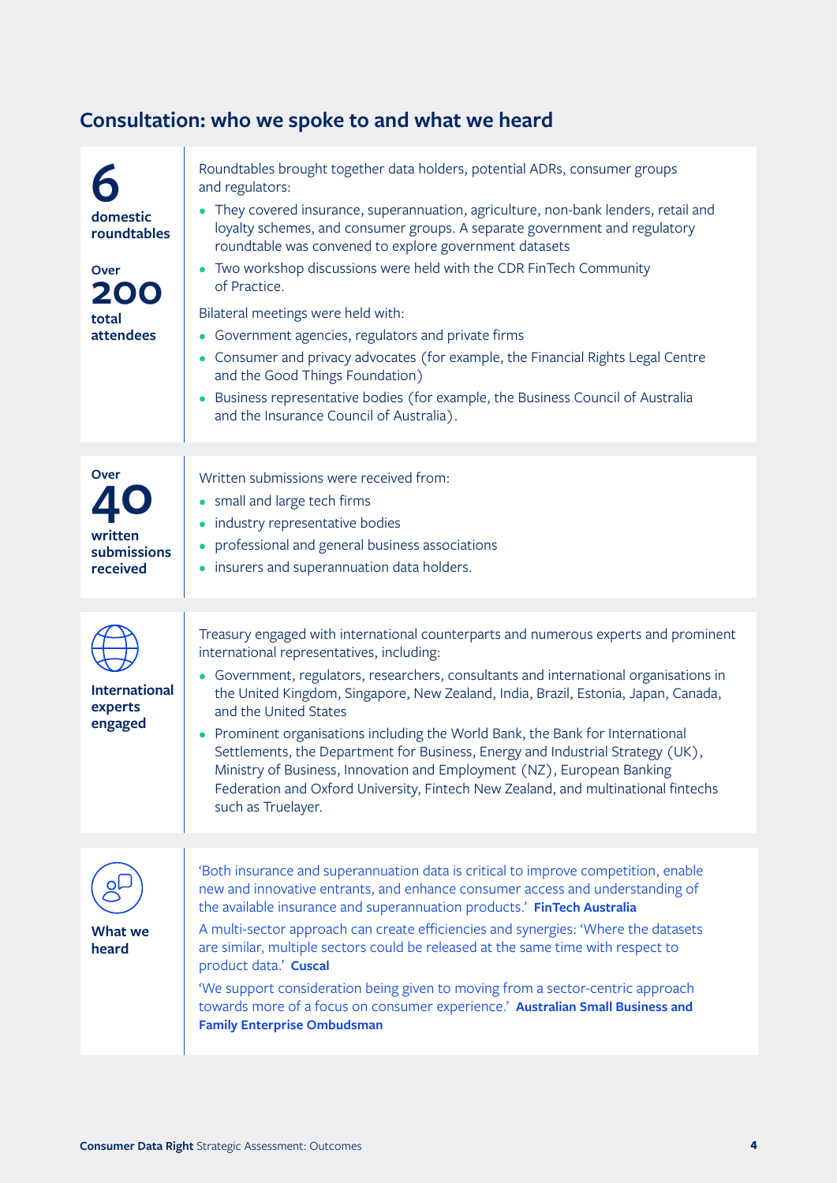## Consultation: who we spoke to and what we heard

**6** **domestic roundtables**

**Over 200 total attendees**

Roundtables brought together data holders, potential ADRs, consumer groups and regulators:

- They covered insurance, superannuation, agriculture, non-bank lenders, retail and loyalty schemes, and consumer groups. A separate government and regulatory roundtable was convened to explore government datasets
- Two workshop discussions were held with the CDR FinTech Community of Practice.

Bilateral meetings were held with:

- Government agencies, regulators and private firms
- Consumer and privacy advocates (for example, the Financial Rights Legal Centre and the Good Things Foundation)
- Business representative bodies (for example, the Business Council of Australia and the Insurance Council of Australia).

**Over 40 written submissions received**

Written submissions were received from:

- small and large tech firms
- industry representative bodies
- professional and general business associations
- insurers and superannuation data holders.

**International experts engaged**

Treasury engaged with international counterparts and numerous experts and prominent international representatives, including:

- Government, regulators, researchers, consultants and international organisations in the United Kingdom, Singapore, New Zealand, India, Brazil, Estonia, Japan, Canada, and the United States
- Prominent organisations including the World Bank, the Bank for International Settlements, the Department for Business, Energy and Industrial Strategy (UK), Ministry of Business, Innovation and Employment (NZ), European Banking Federation and Oxford University, Fintech New Zealand, and multinational fintechs such as Truelayer.

**What we heard**

'Both insurance and superannuation data is critical to improve competition, enable new and innovative entrants, and enhance consumer access and understanding of the available insurance and superannuation products.' **FinTech Australia**

A multi-sector approach can create efficiencies and synergies: 'Where the datasets are similar, multiple sectors could be released at the same time with respect to product data.' **Cuscal**

'We support consideration being given to moving from a sector-centric approach towards more of a focus on consumer experience.' **Australian Small Business and Family Enterprise Ombudsman**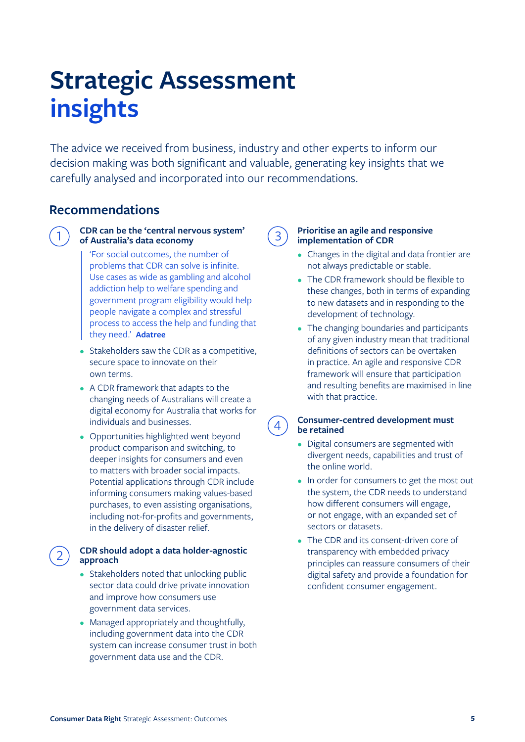# Strategic Assessment insights

The advice we received from business, industry and other experts to inform our decision making was both significant and valuable, generating key insights that we carefully analysed and incorporated into our recommendations.

## Recommendations

### 1. CDR can be the 'central nervous system' of Australia's data economy

> 'For social outcomes, the number of problems that CDR can solve is infinite. Use cases as wide as gambling and alcohol addiction help to welfare spending and government program eligibility would help people navigate a complex and stressful process to access the help and funding that they need.' **Adatree**

- Stakeholders saw the CDR as a competitive, secure space to innovate on their own terms.
- A CDR framework that adapts to the changing needs of Australians will create a digital economy for Australia that works for individuals and businesses.
- Opportunities highlighted went beyond product comparison and switching, to deeper insights for consumers and even to matters with broader social impacts. Potential applications through CDR include informing consumers making values-based purchases, to even assisting organisations, including not-for-profits and governments, in the delivery of disaster relief.

### 2. CDR should adopt a data holder-agnostic approach

- Stakeholders noted that unlocking public sector data could drive private innovation and improve how consumers use government data services.
- Managed appropriately and thoughtfully, including government data into the CDR system can increase consumer trust in both government data use and the CDR.

### 3. Prioritise an agile and responsive implementation of CDR

- Changes in the digital and data frontier are not always predictable or stable.
- The CDR framework should be flexible to these changes, both in terms of expanding to new datasets and in responding to the development of technology.
- The changing boundaries and participants of any given industry mean that traditional definitions of sectors can be overtaken in practice. An agile and responsive CDR framework will ensure that participation and resulting benefits are maximised in line with that practice.

### 4. Consumer-centred development must be retained

- Digital consumers are segmented with divergent needs, capabilities and trust of the online world.
- In order for consumers to get the most out the system, the CDR needs to understand how different consumers will engage, or not engage, with an expanded set of sectors or datasets.
- The CDR and its consent-driven core of transparency with embedded privacy principles can reassure consumers of their digital safety and provide a foundation for confident consumer engagement.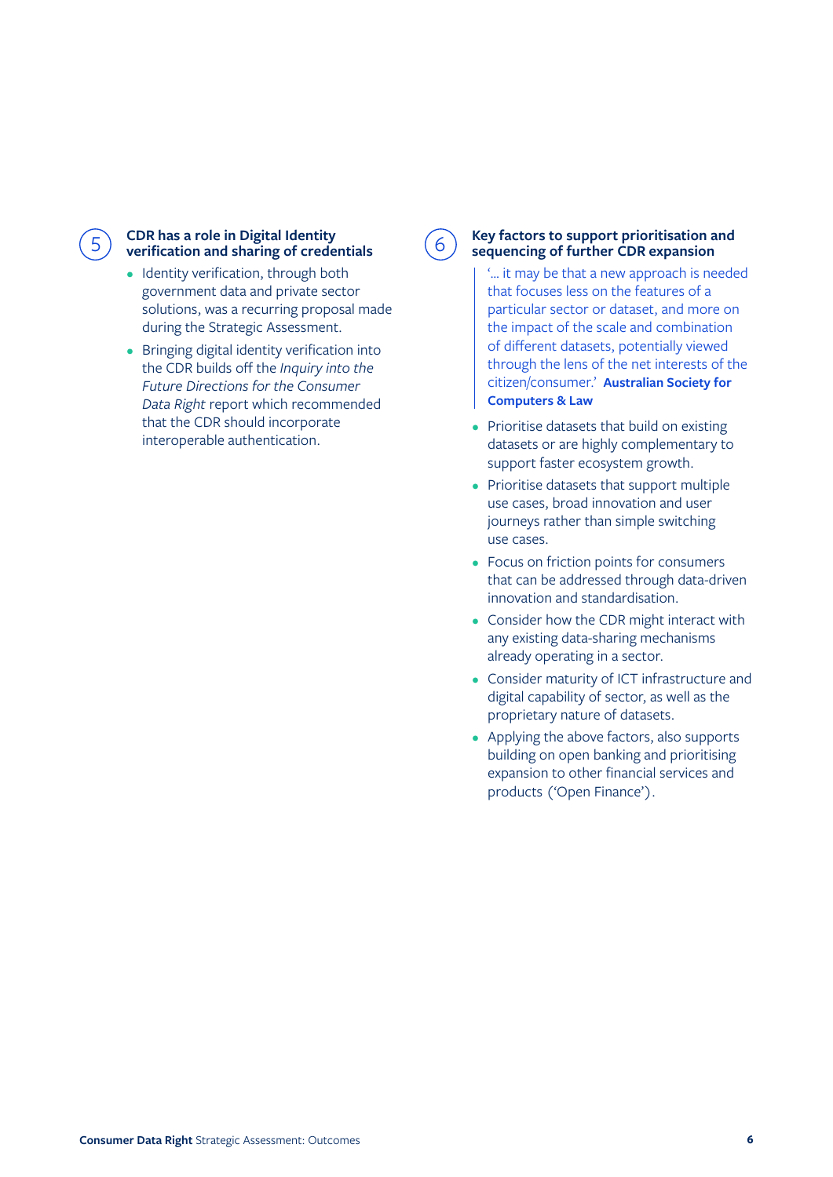## 5 CDR has a role in Digital Identity verification and sharing of credentials

- Identity verification, through both government data and private sector solutions, was a recurring proposal made during the Strategic Assessment.
- Bringing digital identity verification into the CDR builds off the *Inquiry into the Future Directions for the Consumer Data Right* report which recommended that the CDR should incorporate interoperable authentication.

## 6 Key factors to support prioritisation and sequencing of further CDR expansion

> '... it may be that a new approach is needed that focuses less on the features of a particular sector or dataset, and more on the impact of the scale and combination of different datasets, potentially viewed through the lens of the net interests of the citizen/consumer.' **Australian Society for Computers & Law**

- Prioritise datasets that build on existing datasets or are highly complementary to support faster ecosystem growth.
- Prioritise datasets that support multiple use cases, broad innovation and user journeys rather than simple switching use cases.
- Focus on friction points for consumers that can be addressed through data-driven innovation and standardisation.
- Consider how the CDR might interact with any existing data-sharing mechanisms already operating in a sector.
- Consider maturity of ICT infrastructure and digital capability of sector, as well as the proprietary nature of datasets.
- Applying the above factors, also supports building on open banking and prioritising expansion to other financial services and products ('Open Finance').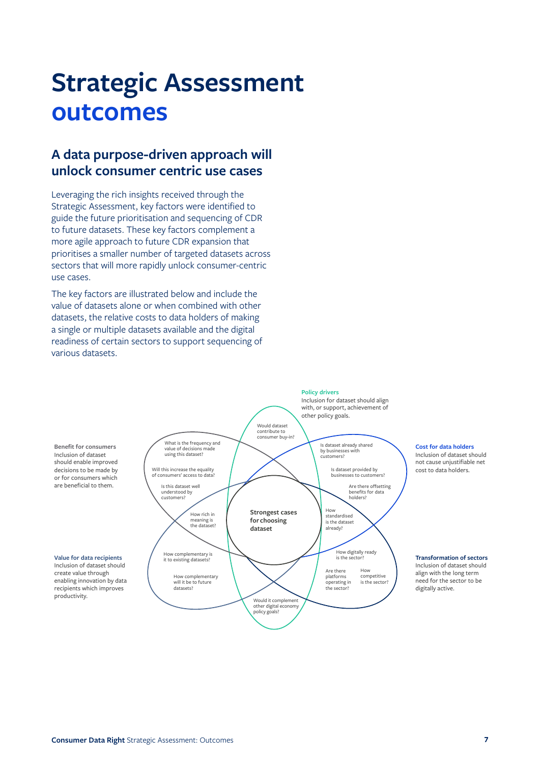# Strategic Assessment outcomes

## A data purpose-driven approach will unlock consumer centric use cases

Leveraging the rich insights received through the Strategic Assessment, key factors were identified to guide the future prioritisation and sequencing of CDR to future datasets. These key factors complement a more agile approach to future CDR expansion that prioritises a smaller number of targeted datasets across sectors that will more rapidly unlock consumer-centric use cases.

The key factors are illustrated below and include the value of datasets alone or when combined with other datasets, the relative costs to data holders of making a single or multiple datasets available and the digital readiness of certain sectors to support sequencing of various datasets.

**Policy drivers**
Inclusion for dataset should align with, or support, achievement of other policy goals.

- Would dataset contribute to consumer buy-in?
- Would it complement other digital economy policy goals?

**Benefit for consumers**
Inclusion of dataset should enable improved decisions to be made by or for consumers which are beneficial to them.

- What is the frequency and value of decisions made using this dataset?
- Will this increase the equality of consumers' access to data?
- Is this dataset well understood by customers?
- How rich in meaning is the dataset?

**Cost for data holders**
Inclusion of dataset should not cause unjustifiable net cost to data holders.

- Is dataset already shared by businesses with customers?
- Is dataset provided by businesses to customers?
- Are there offsetting benefits for data holders?
- How standardised is the dataset already?

**Value for data recipients**
Inclusion of dataset should create value through enabling innovation by data recipients which improves productivity.

- How complementary is it to existing datasets?
- How complementary will it be to future datasets?

**Transformation of sectors**
Inclusion of dataset should align with the long term need for the sector to be digitally active.

- How digitally ready is the sector?
- Are there platforms operating in the sector?
- How competitive is the sector?

**Strongest cases for choosing dataset**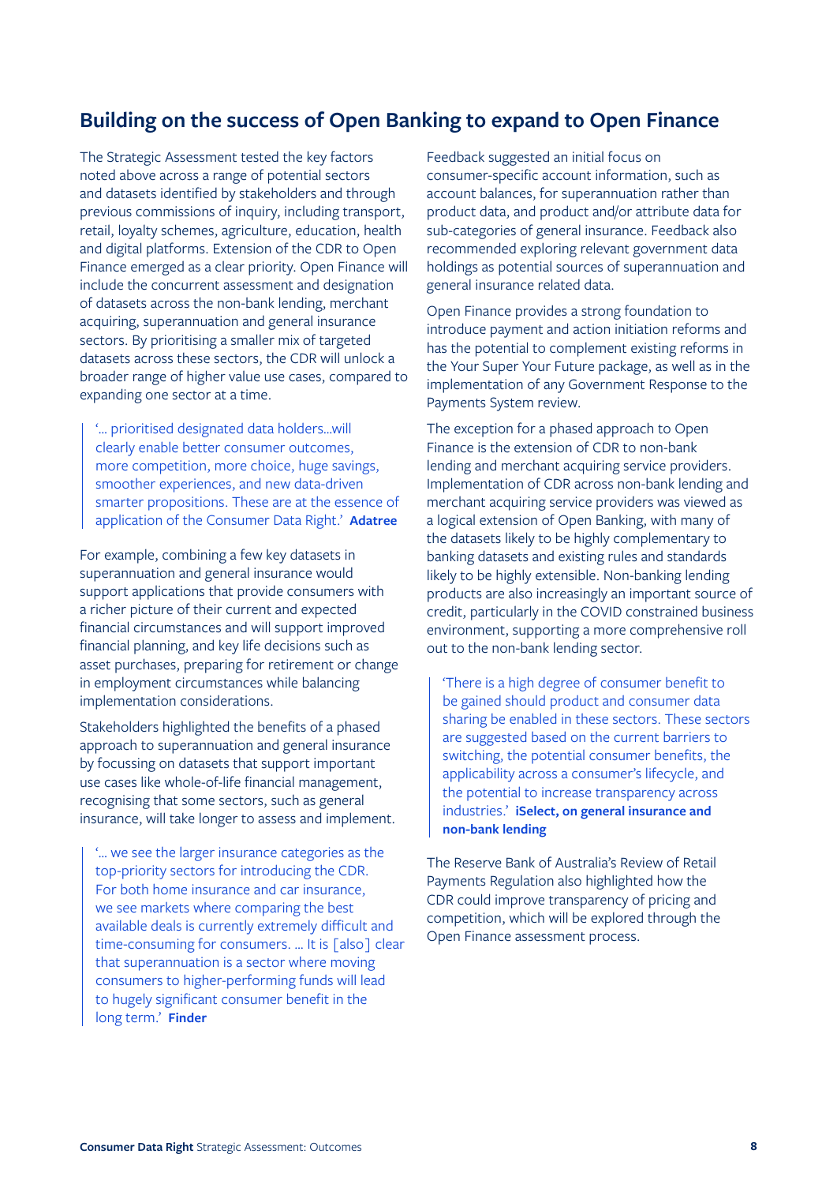## Building on the success of Open Banking to expand to Open Finance

The Strategic Assessment tested the key factors noted above across a range of potential sectors and datasets identified by stakeholders and through previous commissions of inquiry, including transport, retail, loyalty schemes, agriculture, education, health and digital platforms. Extension of the CDR to Open Finance emerged as a clear priority. Open Finance will include the concurrent assessment and designation of datasets across the non-bank lending, merchant acquiring, superannuation and general insurance sectors. By prioritising a smaller mix of targeted datasets across these sectors, the CDR will unlock a broader range of higher value use cases, compared to expanding one sector at a time.

> '... prioritised designated data holders...will clearly enable better consumer outcomes, more competition, more choice, huge savings, smoother experiences, and new data-driven smarter propositions. These are at the essence of application of the Consumer Data Right.' **Adatree**

For example, combining a few key datasets in superannuation and general insurance would support applications that provide consumers with a richer picture of their current and expected financial circumstances and will support improved financial planning, and key life decisions such as asset purchases, preparing for retirement or change in employment circumstances while balancing implementation considerations.

Stakeholders highlighted the benefits of a phased approach to superannuation and general insurance by focussing on datasets that support important use cases like whole-of-life financial management, recognising that some sectors, such as general insurance, will take longer to assess and implement.

> '... we see the larger insurance categories as the top-priority sectors for introducing the CDR. For both home insurance and car insurance, we see markets where comparing the best available deals is currently extremely difficult and time-consuming for consumers. ... It is [also] clear that superannuation is a sector where moving consumers to higher-performing funds will lead to hugely significant consumer benefit in the long term.' **Finder**

Feedback suggested an initial focus on consumer-specific account information, such as account balances, for superannuation rather than product data, and product and/or attribute data for sub-categories of general insurance. Feedback also recommended exploring relevant government data holdings as potential sources of superannuation and general insurance related data.

Open Finance provides a strong foundation to introduce payment and action initiation reforms and has the potential to complement existing reforms in the Your Super Your Future package, as well as in the implementation of any Government Response to the Payments System review.

The exception for a phased approach to Open Finance is the extension of CDR to non-bank lending and merchant acquiring service providers. Implementation of CDR across non-bank lending and merchant acquiring service providers was viewed as a logical extension of Open Banking, with many of the datasets likely to be highly complementary to banking datasets and existing rules and standards likely to be highly extensible. Non-banking lending products are also increasingly an important source of credit, particularly in the COVID constrained business environment, supporting a more comprehensive roll out to the non-bank lending sector.

> 'There is a high degree of consumer benefit to be gained should product and consumer data sharing be enabled in these sectors. These sectors are suggested based on the current barriers to switching, the potential consumer benefits, the applicability across a consumer's lifecycle, and the potential to increase transparency across industries.' **iSelect, on general insurance and non-bank lending**

The Reserve Bank of Australia's Review of Retail Payments Regulation also highlighted how the CDR could improve transparency of pricing and competition, which will be explored through the Open Finance assessment process.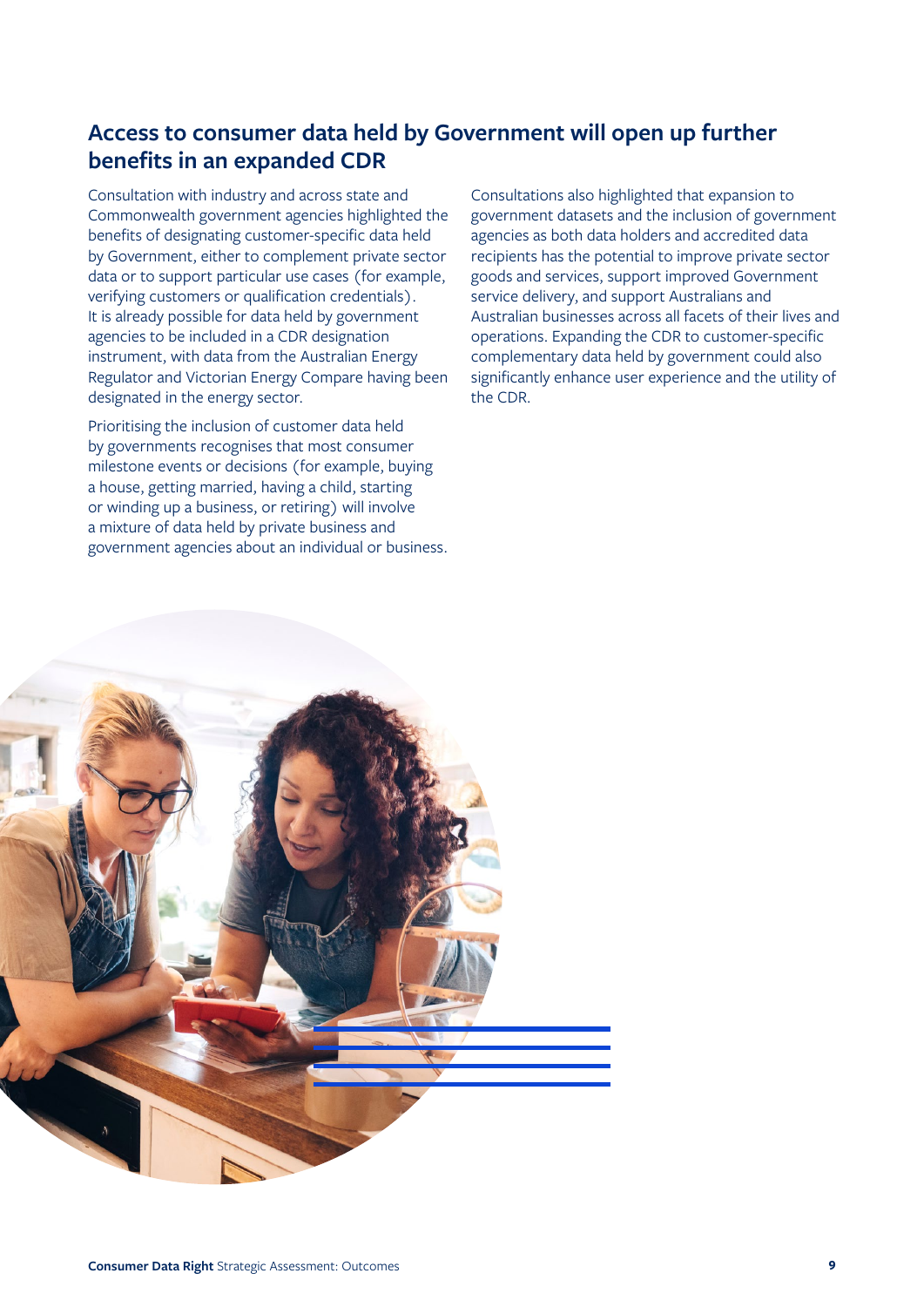## Access to consumer data held by Government will open up further benefits in an expanded CDR

Consultation with industry and across state and Commonwealth government agencies highlighted the benefits of designating customer-specific data held by Government, either to complement private sector data or to support particular use cases (for example, verifying customers or qualification credentials). It is already possible for data held by government agencies to be included in a CDR designation instrument, with data from the Australian Energy Regulator and Victorian Energy Compare having been designated in the energy sector.

Prioritising the inclusion of customer data held by governments recognises that most consumer milestone events or decisions (for example, buying a house, getting married, having a child, starting or winding up a business, or retiring) will involve a mixture of data held by private business and government agencies about an individual or business.

Consultations also highlighted that expansion to government datasets and the inclusion of government agencies as both data holders and accredited data recipients has the potential to improve private sector goods and services, support improved Government service delivery, and support Australians and Australian businesses across all facets of their lives and operations. Expanding the CDR to customer-specific complementary data held by government could also significantly enhance user experience and the utility of the CDR.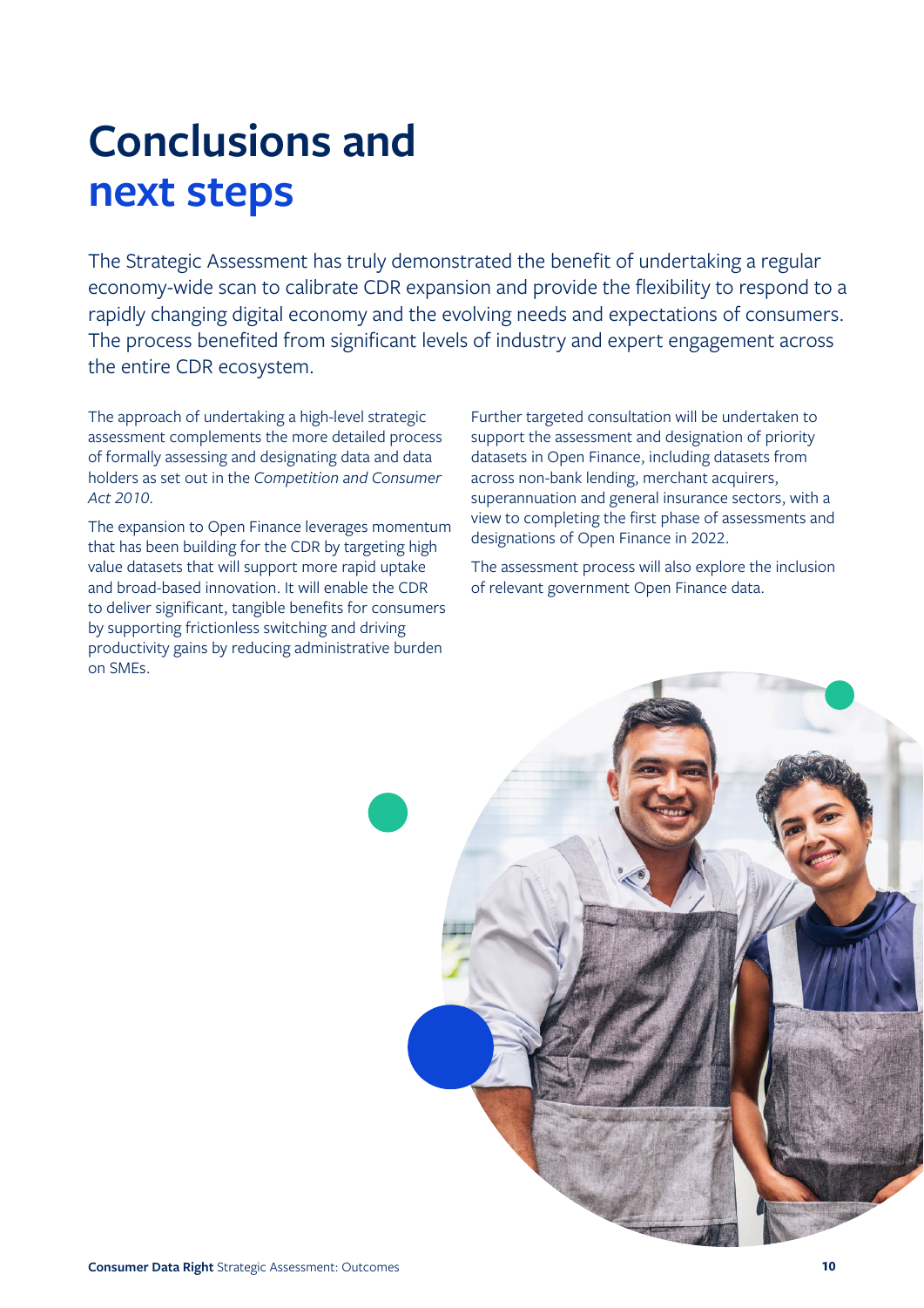# Conclusions and next steps

The Strategic Assessment has truly demonstrated the benefit of undertaking a regular economy-wide scan to calibrate CDR expansion and provide the flexibility to respond to a rapidly changing digital economy and the evolving needs and expectations of consumers. The process benefited from significant levels of industry and expert engagement across the entire CDR ecosystem.

The approach of undertaking a high-level strategic assessment complements the more detailed process of formally assessing and designating data and data holders as set out in the *Competition and Consumer Act 2010*.

The expansion to Open Finance leverages momentum that has been building for the CDR by targeting high value datasets that will support more rapid uptake and broad-based innovation. It will enable the CDR to deliver significant, tangible benefits for consumers by supporting frictionless switching and driving productivity gains by reducing administrative burden on SMEs.

Further targeted consultation will be undertaken to support the assessment and designation of priority datasets in Open Finance, including datasets from across non-bank lending, merchant acquirers, superannuation and general insurance sectors, with a view to completing the first phase of assessments and designations of Open Finance in 2022.

The assessment process will also explore the inclusion of relevant government Open Finance data.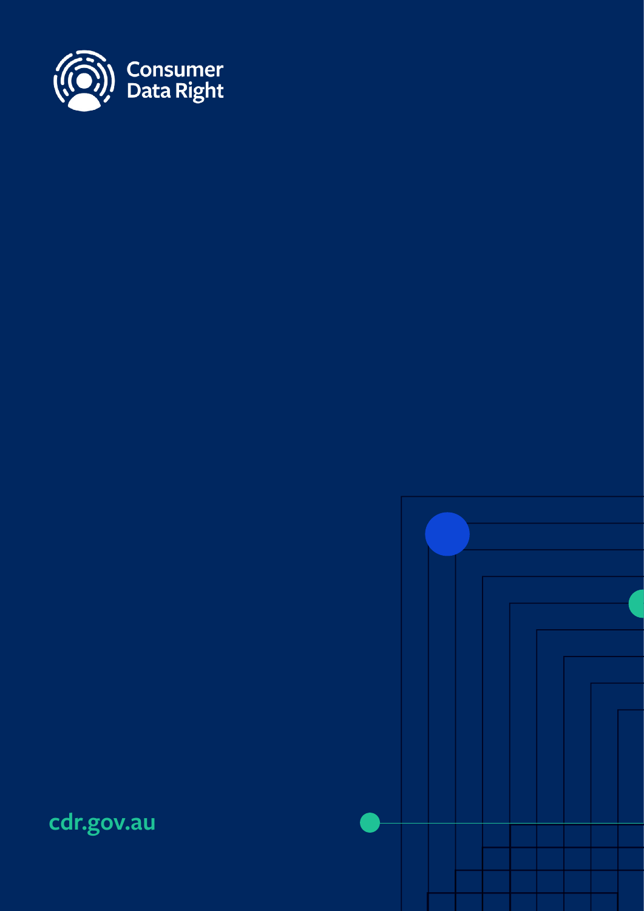Consumer Data Right

cdr.gov.au